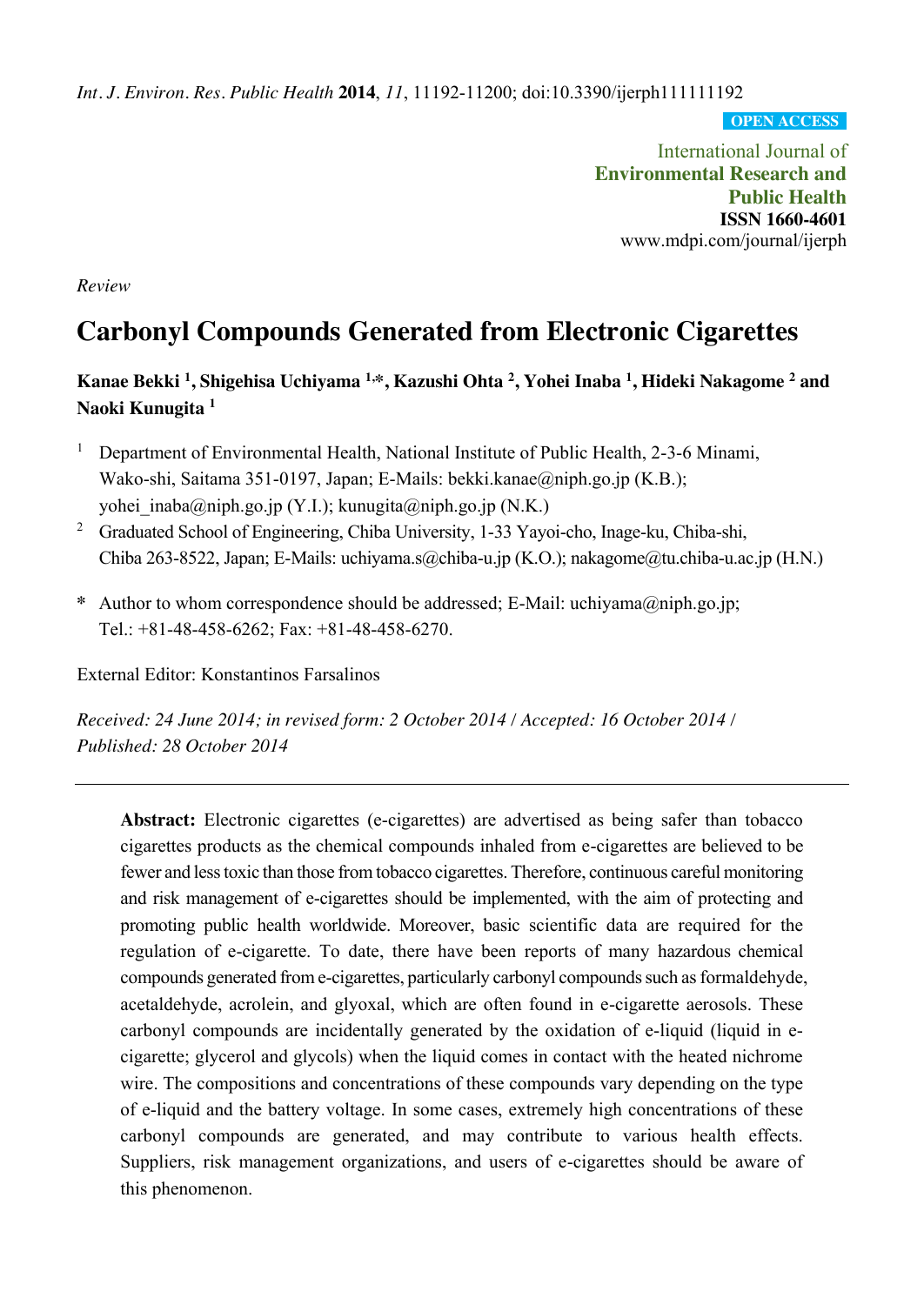*Int. J. Environ. Res. Public Health* **2014**, *11*, 11192-11200; doi:10.3390/ijerph111111192

**OPEN ACCESS**

International Journal of
**Environmental Research and Public Health**
**ISSN 1660-4601**
www.mdpi.com/journal/ijerph

*Review*

# Carbonyl Compounds Generated from Electronic Cigarettes

**Kanae Bekki [1], Shigehisa Uchiyama [1,*], Kazushi Ohta [2], Yohei Inaba [1], Hideki Nakagome [2] and Naoki Kunugita [1]**

[1] Department of Environmental Health, National Institute of Public Health, 2-3-6 Minami, Wako-shi, Saitama 351-0197, Japan; E-Mails: bekki.kanae@niph.go.jp (K.B.); yohei_inaba@niph.go.jp (Y.I.); kunugita@niph.go.jp (N.K.)

[2] Graduated School of Engineering, Chiba University, 1-33 Yayoi-cho, Inage-ku, Chiba-shi, Chiba 263-8522, Japan; E-Mails: uchiyama.s@chiba-u.jp (K.O.); nakagome@tu.chiba-u.ac.jp (H.N.)

\* Author to whom correspondence should be addressed; E-Mail: uchiyama@niph.go.jp; Tel.: +81-48-458-6262; Fax: +81-48-458-6270.

External Editor: Konstantinos Farsalinos

*Received: 24 June 2014; in revised form: 2 October 2014 / Accepted: 16 October 2014 / Published: 28 October 2014*

---

**Abstract:** Electronic cigarettes (e-cigarettes) are advertised as being safer than tobacco cigarettes products as the chemical compounds inhaled from e-cigarettes are believed to be fewer and less toxic than those from tobacco cigarettes. Therefore, continuous careful monitoring and risk management of e-cigarettes should be implemented, with the aim of protecting and promoting public health worldwide. Moreover, basic scientific data are required for the regulation of e-cigarette. To date, there have been reports of many hazardous chemical compounds generated from e-cigarettes, particularly carbonyl compounds such as formaldehyde, acetaldehyde, acrolein, and glyoxal, which are often found in e-cigarette aerosols. These carbonyl compounds are incidentally generated by the oxidation of e-liquid (liquid in e-cigarette; glycerol and glycols) when the liquid comes in contact with the heated nichrome wire. The compositions and concentrations of these compounds vary depending on the type of e-liquid and the battery voltage. In some cases, extremely high concentrations of these carbonyl compounds are generated, and may contribute to various health effects. Suppliers, risk management organizations, and users of e-cigarettes should be aware of this phenomenon.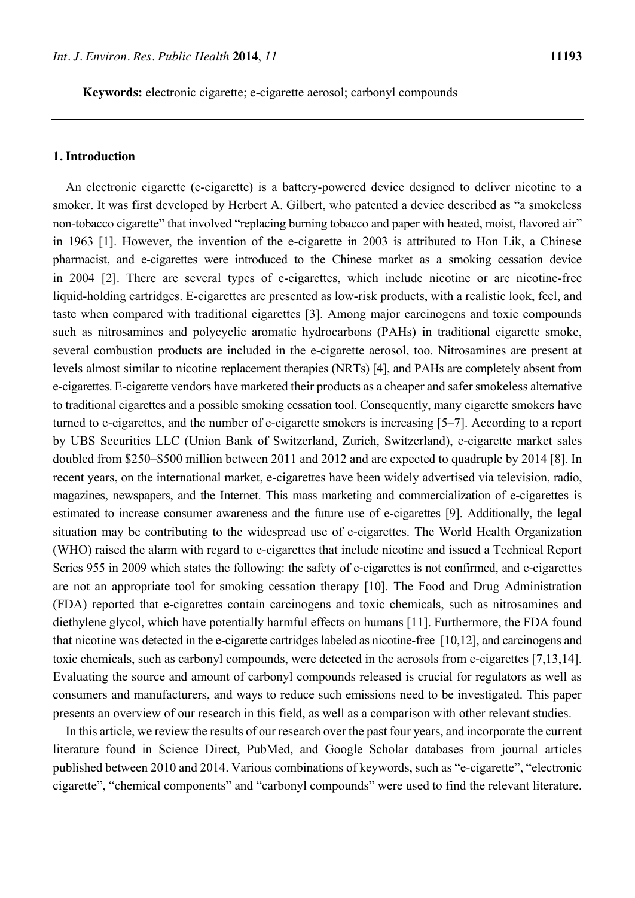**Keywords:** electronic cigarette; e-cigarette aerosol; carbonyl compounds

## 1. Introduction

An electronic cigarette (e-cigarette) is a battery-powered device designed to deliver nicotine to a smoker. It was first developed by Herbert A. Gilbert, who patented a device described as "a smokeless non-tobacco cigarette" that involved "replacing burning tobacco and paper with heated, moist, flavored air" in 1963 [1]. However, the invention of the e-cigarette in 2003 is attributed to Hon Lik, a Chinese pharmacist, and e-cigarettes were introduced to the Chinese market as a smoking cessation device in 2004 [2]. There are several types of e-cigarettes, which include nicotine or are nicotine-free liquid-holding cartridges. E-cigarettes are presented as low-risk products, with a realistic look, feel, and taste when compared with traditional cigarettes [3]. Among major carcinogens and toxic compounds such as nitrosamines and polycyclic aromatic hydrocarbons (PAHs) in traditional cigarette smoke, several combustion products are included in the e-cigarette aerosol, too. Nitrosamines are present at levels almost similar to nicotine replacement therapies (NRTs) [4], and PAHs are completely absent from e-cigarettes. E-cigarette vendors have marketed their products as a cheaper and safer smokeless alternative to traditional cigarettes and a possible smoking cessation tool. Consequently, many cigarette smokers have turned to e-cigarettes, and the number of e-cigarette smokers is increasing [5–7]. According to a report by UBS Securities LLC (Union Bank of Switzerland, Zurich, Switzerland), e-cigarette market sales doubled from \$250–\$500 million between 2011 and 2012 and are expected to quadruple by 2014 [8]. In recent years, on the international market, e-cigarettes have been widely advertised via television, radio, magazines, newspapers, and the Internet. This mass marketing and commercialization of e-cigarettes is estimated to increase consumer awareness and the future use of e-cigarettes [9]. Additionally, the legal situation may be contributing to the widespread use of e-cigarettes. The World Health Organization (WHO) raised the alarm with regard to e-cigarettes that include nicotine and issued a Technical Report Series 955 in 2009 which states the following: the safety of e-cigarettes is not confirmed, and e-cigarettes are not an appropriate tool for smoking cessation therapy [10]. The Food and Drug Administration (FDA) reported that e-cigarettes contain carcinogens and toxic chemicals, such as nitrosamines and diethylene glycol, which have potentially harmful effects on humans [11]. Furthermore, the FDA found that nicotine was detected in the e-cigarette cartridges labeled as nicotine-free [10,12], and carcinogens and toxic chemicals, such as carbonyl compounds, were detected in the aerosols from e-cigarettes [7,13,14]. Evaluating the source and amount of carbonyl compounds released is crucial for regulators as well as consumers and manufacturers, and ways to reduce such emissions need to be investigated. This paper presents an overview of our research in this field, as well as a comparison with other relevant studies.

In this article, we review the results of our research over the past four years, and incorporate the current literature found in Science Direct, PubMed, and Google Scholar databases from journal articles published between 2010 and 2014. Various combinations of keywords, such as "e-cigarette", "electronic cigarette", "chemical components" and "carbonyl compounds" were used to find the relevant literature.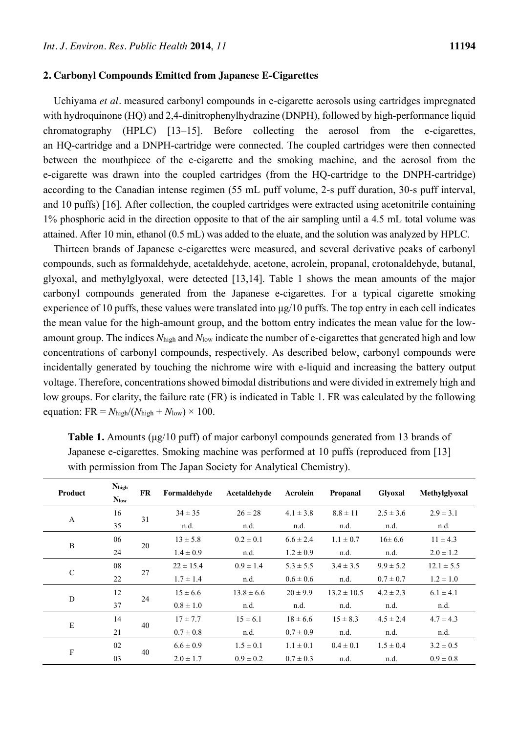## 2. Carbonyl Compounds Emitted from Japanese E-Cigarettes

Uchiyama *et al*. measured carbonyl compounds in e-cigarette aerosols using cartridges impregnated with hydroquinone (HQ) and 2,4-dinitrophenylhydrazine (DNPH), followed by high-performance liquid chromatography (HPLC) [13–15]. Before collecting the aerosol from the e-cigarettes, an HQ-cartridge and a DNPH-cartridge were connected. The coupled cartridges were then connected between the mouthpiece of the e-cigarette and the smoking machine, and the aerosol from the e-cigarette was drawn into the coupled cartridges (from the HQ-cartridge to the DNPH-cartridge) according to the Canadian intense regimen (55 mL puff volume, 2-s puff duration, 30-s puff interval, and 10 puffs) [16]. After collection, the coupled cartridges were extracted using acetonitrile containing 1% phosphoric acid in the direction opposite to that of the air sampling until a 4.5 mL total volume was attained. After 10 min, ethanol (0.5 mL) was added to the eluate, and the solution was analyzed by HPLC.

Thirteen brands of Japanese e-cigarettes were measured, and several derivative peaks of carbonyl compounds, such as formaldehyde, acetaldehyde, acetone, acrolein, propanal, crotonaldehyde, butanal, glyoxal, and methylglyoxal, were detected [13,14]. Table 1 shows the mean amounts of the major carbonyl compounds generated from the Japanese e-cigarettes. For a typical cigarette smoking experience of 10 puffs, these values were translated into μg/10 puffs. The top entry in each cell indicates the mean value for the high-amount group, and the bottom entry indicates the mean value for the low-amount group. The indices $N_{high}$ and $N_{low}$ indicate the number of e-cigarettes that generated high and low concentrations of carbonyl compounds, respectively. As described below, carbonyl compounds were incidentally generated by touching the nichrome wire with e-liquid and increasing the battery output voltage. Therefore, concentrations showed bimodal distributions and were divided in extremely high and low groups. For clarity, the failure rate (FR) is indicated in Table 1. FR was calculated by the following equation: $FR = N_{high}/(N_{high} + N_{low}) \times 100$.

**Table 1.** Amounts (μg/10 puff) of major carbonyl compounds generated from 13 brands of Japanese e-cigarettes. Smoking machine was performed at 10 puffs (reproduced from [13] with permission from The Japan Society for Analytical Chemistry).

| Product | $N_{high}$ / $N_{low}$ | FR | Formaldehyde | Acetaldehyde | Acrolein | Propanal | Glyoxal | Methylglyoxal |
|---|---|---|---|---|---|---|---|---|
| A | 16 | 31 | 34 ± 35 | 26 ± 28 | 4.1 ± 3.8 | 8.8 ± 11 | 2.5 ± 3.6 | 2.9 ± 3.1 |
| | 35 | | n.d. | n.d. | n.d. | n.d. | n.d. | n.d. |
| B | 06 | 20 | 13 ± 5.8 | 0.2 ± 0.1 | 6.6 ± 2.4 | 1.1 ± 0.7 | 16± 6.6 | 11 ± 4.3 |
| | 24 | | 1.4 ± 0.9 | n.d. | 1.2 ± 0.9 | n.d. | n.d. | 2.0 ± 1.2 |
| C | 08 | 27 | 22 ± 15.4 | 0.9 ± 1.4 | 5.3 ± 5.5 | 3.4 ± 3.5 | 9.9 ± 5.2 | 12.1 ± 5.5 |
| | 22 | | 1.7 ± 1.4 | n.d. | 0.6 ± 0.6 | n.d. | 0.7 ± 0.7 | 1.2 ± 1.0 |
| D | 12 | 24 | 15 ± 6.6 | 13.8 ± 6.6 | 20 ± 9.9 | 13.2 ± 10.5 | 4.2 ± 2.3 | 6.1 ± 4.1 |
| | 37 | | 0.8 ± 1.0 | n.d. | n.d. | n.d. | n.d. | n.d. |
| E | 14 | 40 | 17 ± 7.7 | 15 ± 6.1 | 18 ± 6.6 | 15 ± 8.3 | 4.5 ± 2.4 | 4.7 ± 4.3 |
| | 21 | | 0.7 ± 0.8 | n.d. | 0.7 ± 0.9 | n.d. | n.d. | n.d. |
| F | 02 | 40 | 6.6 ± 0.9 | 1.5 ± 0.1 | 1.1 ± 0.1 | 0.4 ± 0.1 | 1.5 ± 0.4 | 3.2 ± 0.5 |
| | 03 | | 2.0 ± 1.7 | 0.9 ± 0.2 | 0.7 ± 0.3 | n.d. | n.d. | 0.9 ± 0.8 |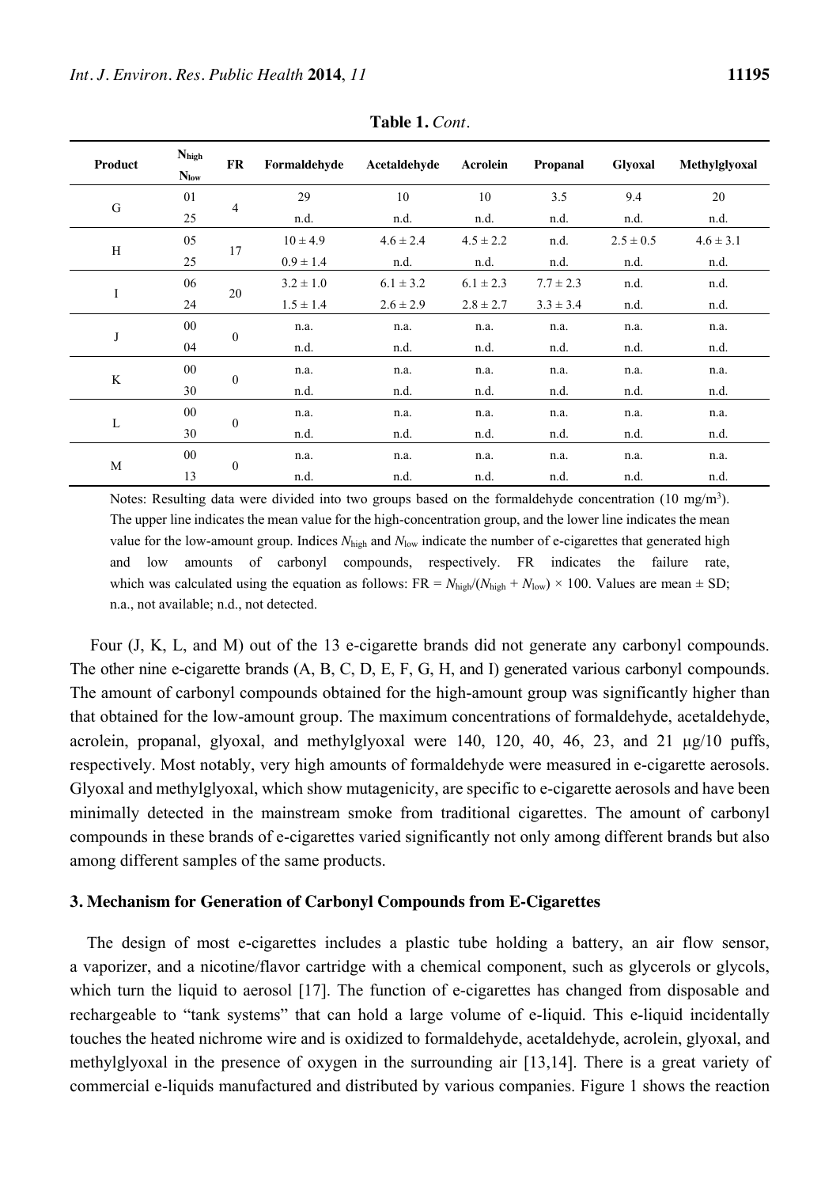**Table 1.** *Cont.*

| Product | $N_{high}$ / $N_{low}$ | FR | Formaldehyde | Acetaldehyde | Acrolein | Propanal | Glyoxal | Methylglyoxal |
|---|---|---|---|---|---|---|---|---|
| G | 01 | 4 | 29 | 10 | 10 | 3.5 | 9.4 | 20 |
| | 25 | | n.d. | n.d. | n.d. | n.d. | n.d. | n.d. |
| H | 05 | 17 | 10 ± 4.9 | 4.6 ± 2.4 | 4.5 ± 2.2 | n.d. | 2.5 ± 0.5 | 4.6 ± 3.1 |
| | 25 | | 0.9 ± 1.4 | n.d. | n.d. | n.d. | n.d. | n.d. |
| I | 06 | 20 | 3.2 ± 1.0 | 6.1 ± 3.2 | 6.1 ± 2.3 | 7.7 ± 2.3 | n.d. | n.d. |
| | 24 | | 1.5 ± 1.4 | 2.6 ± 2.9 | 2.8 ± 2.7 | 3.3 ± 3.4 | n.d. | n.d. |
| J | 00 | 0 | n.a. | n.a. | n.a. | n.a. | n.a. | n.a. |
| | 04 | | n.d. | n.d. | n.d. | n.d. | n.d. | n.d. |
| K | 00 | 0 | n.a. | n.a. | n.a. | n.a. | n.a. | n.a. |
| | 30 | | n.d. | n.d. | n.d. | n.d. | n.d. | n.d. |
| L | 00 | 0 | n.a. | n.a. | n.a. | n.a. | n.a. | n.a. |
| | 30 | | n.d. | n.d. | n.d. | n.d. | n.d. | n.d. |
| M | 00 | 0 | n.a. | n.a. | n.a. | n.a. | n.a. | n.a. |
| | 13 | | n.d. | n.d. | n.d. | n.d. | n.d. | n.d. |

Notes: Resulting data were divided into two groups based on the formaldehyde concentration (10 mg/m$^3$). The upper line indicates the mean value for the high-concentration group, and the lower line indicates the mean value for the low-amount group. Indices $N_{high}$ and $N_{low}$ indicate the number of e-cigarettes that generated high and low amounts of carbonyl compounds, respectively. FR indicates the failure rate, which was calculated using the equation as follows: $FR = N_{high}/(N_{high} + N_{low}) \times 100$. Values are mean ± SD; n.a., not available; n.d., not detected.

Four (J, K, L, and M) out of the 13 e-cigarette brands did not generate any carbonyl compounds. The other nine e-cigarette brands (A, B, C, D, E, F, G, H, and I) generated various carbonyl compounds. The amount of carbonyl compounds obtained for the high-amount group was significantly higher than that obtained for the low-amount group. The maximum concentrations of formaldehyde, acetaldehyde, acrolein, propanal, glyoxal, and methylglyoxal were 140, 120, 40, 46, 23, and 21 μg/10 puffs, respectively. Most notably, very high amounts of formaldehyde were measured in e-cigarette aerosols. Glyoxal and methylglyoxal, which show mutagenicity, are specific to e-cigarette aerosols and have been minimally detected in the mainstream smoke from traditional cigarettes. The amount of carbonyl compounds in these brands of e-cigarettes varied significantly not only among different brands but also among different samples of the same products.

## 3. Mechanism for Generation of Carbonyl Compounds from E-Cigarettes

The design of most e-cigarettes includes a plastic tube holding a battery, an air flow sensor, a vaporizer, and a nicotine/flavor cartridge with a chemical component, such as glycerols or glycols, which turn the liquid to aerosol [17]. The function of e-cigarettes has changed from disposable and rechargeable to "tank systems" that can hold a large volume of e-liquid. This e-liquid incidentally touches the heated nichrome wire and is oxidized to formaldehyde, acetaldehyde, acrolein, glyoxal, and methylglyoxal in the presence of oxygen in the surrounding air [13,14]. There is a great variety of commercial e-liquids manufactured and distributed by various companies. Figure 1 shows the reaction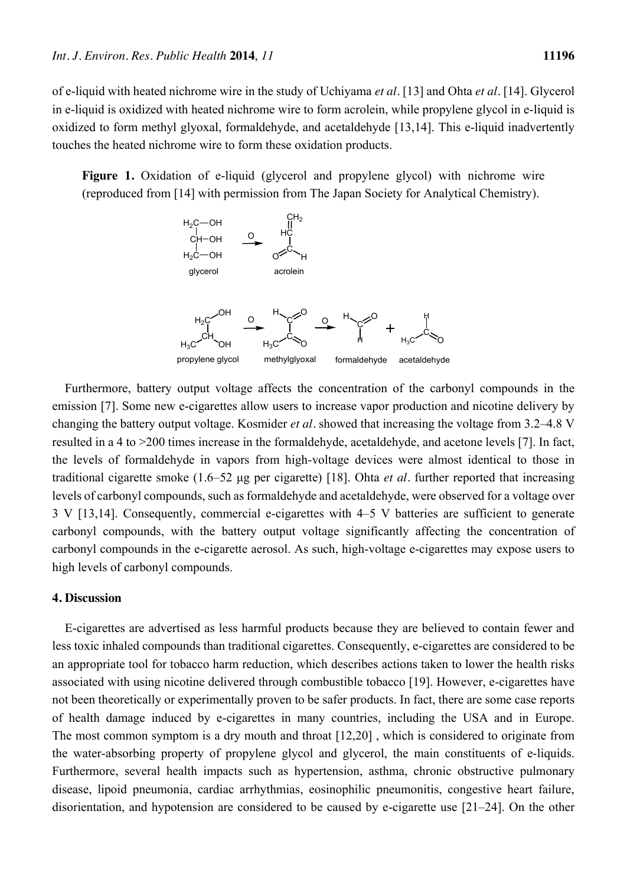of e-liquid with heated nichrome wire in the study of Uchiyama *et al*. [13] and Ohta *et al*. [14]. Glycerol in e-liquid is oxidized with heated nichrome wire to form acrolein, while propylene glycol in e-liquid is oxidized to form methyl glyoxal, formaldehyde, and acetaldehyde [13,14]. This e-liquid inadvertently touches the heated nichrome wire to form these oxidation products.

**Figure 1.** Oxidation of e-liquid (glycerol and propylene glycol) with nichrome wire (reproduced from [14] with permission from The Japan Society for Analytical Chemistry).

Furthermore, battery output voltage affects the concentration of the carbonyl compounds in the emission [7]. Some new e-cigarettes allow users to increase vapor production and nicotine delivery by changing the battery output voltage. Kosmider *et al*. showed that increasing the voltage from 3.2–4.8 V resulted in a 4 to >200 times increase in the formaldehyde, acetaldehyde, and acetone levels [7]. In fact, the levels of formaldehyde in vapors from high-voltage devices were almost identical to those in traditional cigarette smoke (1.6–52 μg per cigarette) [18]. Ohta *et al*. further reported that increasing levels of carbonyl compounds, such as formaldehyde and acetaldehyde, were observed for a voltage over 3 V [13,14]. Consequently, commercial e-cigarettes with 4–5 V batteries are sufficient to generate carbonyl compounds, with the battery output voltage significantly affecting the concentration of carbonyl compounds in the e-cigarette aerosol. As such, high-voltage e-cigarettes may expose users to high levels of carbonyl compounds.

## 4. Discussion

E-cigarettes are advertised as less harmful products because they are believed to contain fewer and less toxic inhaled compounds than traditional cigarettes. Consequently, e-cigarettes are considered to be an appropriate tool for tobacco harm reduction, which describes actions taken to lower the health risks associated with using nicotine delivered through combustible tobacco [19]. However, e-cigarettes have not been theoretically or experimentally proven to be safer products. In fact, there are some case reports of health damage induced by e-cigarettes in many countries, including the USA and in Europe. The most common symptom is a dry mouth and throat [12,20] , which is considered to originate from the water-absorbing property of propylene glycol and glycerol, the main constituents of e-liquids. Furthermore, several health impacts such as hypertension, asthma, chronic obstructive pulmonary disease, lipoid pneumonia, cardiac arrhythmias, eosinophilic pneumonitis, congestive heart failure, disorientation, and hypotension are considered to be caused by e-cigarette use [21–24]. On the other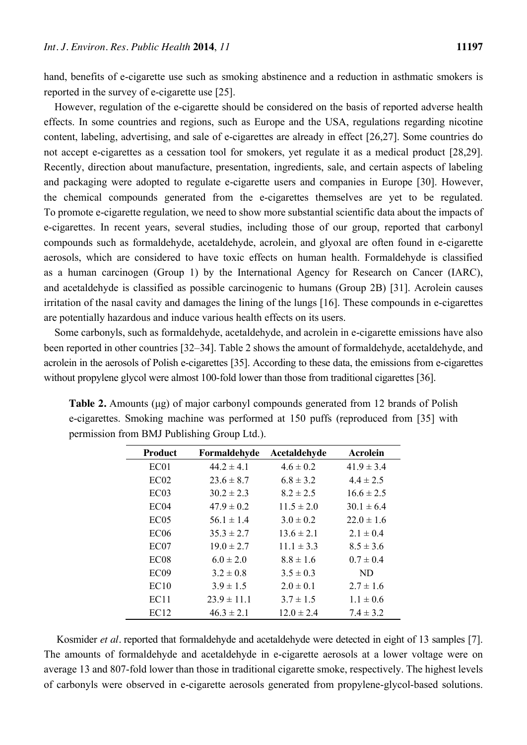hand, benefits of e-cigarette use such as smoking abstinence and a reduction in asthmatic smokers is reported in the survey of e-cigarette use [25].

However, regulation of the e-cigarette should be considered on the basis of reported adverse health effects. In some countries and regions, such as Europe and the USA, regulations regarding nicotine content, labeling, advertising, and sale of e-cigarettes are already in effect [26,27]. Some countries do not accept e-cigarettes as a cessation tool for smokers, yet regulate it as a medical product [28,29]. Recently, direction about manufacture, presentation, ingredients, sale, and certain aspects of labeling and packaging were adopted to regulate e-cigarette users and companies in Europe [30]. However, the chemical compounds generated from the e-cigarettes themselves are yet to be regulated. To promote e-cigarette regulation, we need to show more substantial scientific data about the impacts of e-cigarettes. In recent years, several studies, including those of our group, reported that carbonyl compounds such as formaldehyde, acetaldehyde, acrolein, and glyoxal are often found in e-cigarette aerosols, which are considered to have toxic effects on human health. Formaldehyde is classified as a human carcinogen (Group 1) by the International Agency for Research on Cancer (IARC), and acetaldehyde is classified as possible carcinogenic to humans (Group 2B) [31]. Acrolein causes irritation of the nasal cavity and damages the lining of the lungs [16]. These compounds in e-cigarettes are potentially hazardous and induce various health effects on its users.

Some carbonyls, such as formaldehyde, acetaldehyde, and acrolein in e-cigarette emissions have also been reported in other countries [32–34]. Table 2 shows the amount of formaldehyde, acetaldehyde, and acrolein in the aerosols of Polish e-cigarettes [35]. According to these data, the emissions from e-cigarettes without propylene glycol were almost 100-fold lower than those from traditional cigarettes [36].

**Table 2.** Amounts (μg) of major carbonyl compounds generated from 12 brands of Polish e-cigarettes. Smoking machine was performed at 150 puffs (reproduced from [35] with permission from BMJ Publishing Group Ltd.).

| Product | Formaldehyde | Acetaldehyde | Acrolein |
|---|---|---|---|
| EC01 | 44.2 ± 4.1 | 4.6 ± 0.2 | 41.9 ± 3.4 |
| EC02 | 23.6 ± 8.7 | 6.8 ± 3.2 | 4.4 ± 2.5 |
| EC03 | 30.2 ± 2.3 | 8.2 ± 2.5 | 16.6 ± 2.5 |
| EC04 | 47.9 ± 0.2 | 11.5 ± 2.0 | 30.1 ± 6.4 |
| EC05 | 56.1 ± 1.4 | 3.0 ± 0.2 | 22.0 ± 1.6 |
| EC06 | 35.3 ± 2.7 | 13.6 ± 2.1 | 2.1 ± 0.4 |
| EC07 | 19.0 ± 2.7 | 11.1 ± 3.3 | 8.5 ± 3.6 |
| EC08 | 6.0 ± 2.0 | 8.8 ± 1.6 | 0.7 ± 0.4 |
| EC09 | 3.2 ± 0.8 | 3.5 ± 0.3 | ND |
| EC10 | 3.9 ± 1.5 | 2.0 ± 0.1 | 2.7 ± 1.6 |
| EC11 | 23.9 ± 11.1 | 3.7 ± 1.5 | 1.1 ± 0.6 |
| EC12 | 46.3 ± 2.1 | 12.0 ± 2.4 | 7.4 ± 3.2 |

Kosmider *et al*. reported that formaldehyde and acetaldehyde were detected in eight of 13 samples [7]. The amounts of formaldehyde and acetaldehyde in e-cigarette aerosols at a lower voltage were on average 13 and 807-fold lower than those in traditional cigarette smoke, respectively. The highest levels of carbonyls were observed in e-cigarette aerosols generated from propylene-glycol-based solutions.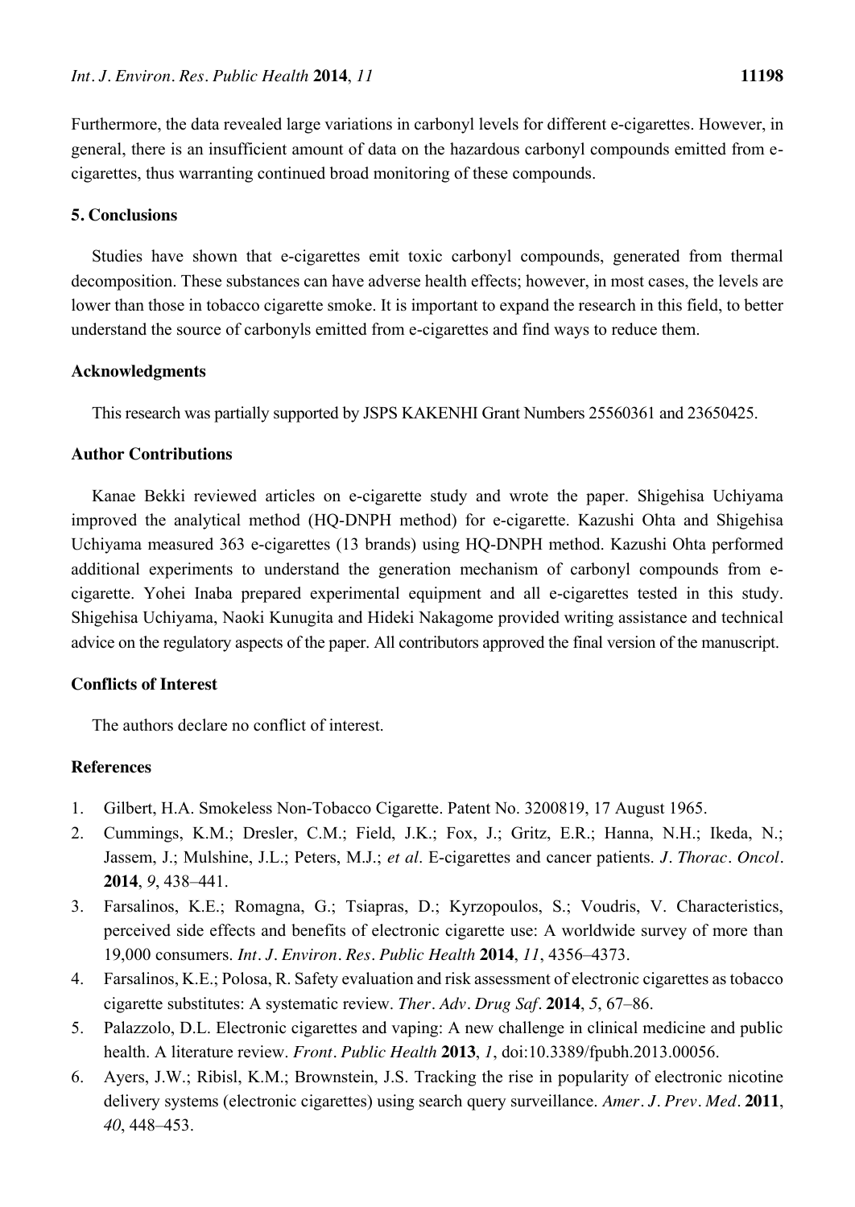Furthermore, the data revealed large variations in carbonyl levels for different e-cigarettes. However, in general, there is an insufficient amount of data on the hazardous carbonyl compounds emitted from e-cigarettes, thus warranting continued broad monitoring of these compounds.

## 5. Conclusions

Studies have shown that e-cigarettes emit toxic carbonyl compounds, generated from thermal decomposition. These substances can have adverse health effects; however, in most cases, the levels are lower than those in tobacco cigarette smoke. It is important to expand the research in this field, to better understand the source of carbonyls emitted from e-cigarettes and find ways to reduce them.

## Acknowledgments

This research was partially supported by JSPS KAKENHI Grant Numbers 25560361 and 23650425.

## Author Contributions

Kanae Bekki reviewed articles on e-cigarette study and wrote the paper. Shigehisa Uchiyama improved the analytical method (HQ-DNPH method) for e-cigarette. Kazushi Ohta and Shigehisa Uchiyama measured 363 e-cigarettes (13 brands) using HQ-DNPH method. Kazushi Ohta performed additional experiments to understand the generation mechanism of carbonyl compounds from e-cigarette. Yohei Inaba prepared experimental equipment and all e-cigarettes tested in this study. Shigehisa Uchiyama, Naoki Kunugita and Hideki Nakagome provided writing assistance and technical advice on the regulatory aspects of the paper. All contributors approved the final version of the manuscript.

## Conflicts of Interest

The authors declare no conflict of interest.

## References

1. Gilbert, H.A. Smokeless Non-Tobacco Cigarette. Patent No. 3200819, 17 August 1965.
2. Cummings, K.M.; Dresler, C.M.; Field, J.K.; Fox, J.; Gritz, E.R.; Hanna, N.H.; Ikeda, N.; Jassem, J.; Mulshine, J.L.; Peters, M.J.; *et al*. E-cigarettes and cancer patients. *J. Thorac. Oncol.* **2014**, *9*, 438–441.
3. Farsalinos, K.E.; Romagna, G.; Tsiapras, D.; Kyrzopoulos, S.; Voudris, V. Characteristics, perceived side effects and benefits of electronic cigarette use: A worldwide survey of more than 19,000 consumers. *Int. J. Environ. Res. Public Health* **2014**, *11*, 4356–4373.
4. Farsalinos, K.E.; Polosa, R. Safety evaluation and risk assessment of electronic cigarettes as tobacco cigarette substitutes: A systematic review. *Ther. Adv. Drug Saf.* **2014**, *5*, 67–86.
5. Palazzolo, D.L. Electronic cigarettes and vaping: A new challenge in clinical medicine and public health. A literature review. *Front. Public Health* **2013**, *1*, doi:10.3389/fpubh.2013.00056.
6. Ayers, J.W.; Ribisl, K.M.; Brownstein, J.S. Tracking the rise in popularity of electronic nicotine delivery systems (electronic cigarettes) using search query surveillance. *Amer. J. Prev. Med.* **2011**, *40*, 448–453.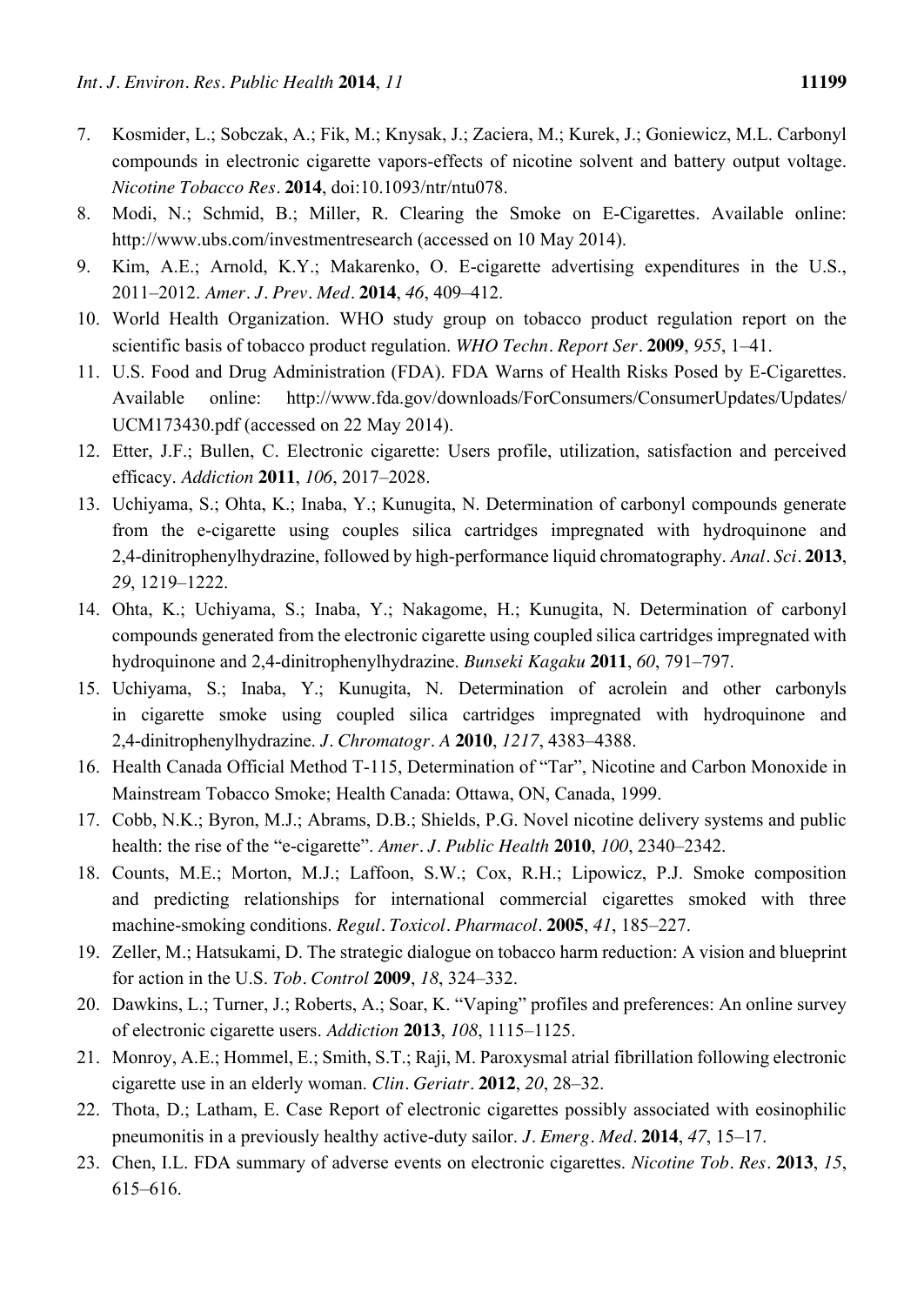7. Kosmider, L.; Sobczak, A.; Fik, M.; Knysak, J.; Zaciera, M.; Kurek, J.; Goniewicz, M.L. Carbonyl compounds in electronic cigarette vapors-effects of nicotine solvent and battery output voltage. *Nicotine Tobacco Res*. **2014**, doi:10.1093/ntr/ntu078.
8. Modi, N.; Schmid, B.; Miller, R. Clearing the Smoke on E-Cigarettes. Available online: http://www.ubs.com/investmentresearch (accessed on 10 May 2014).
9. Kim, A.E.; Arnold, K.Y.; Makarenko, O. E-cigarette advertising expenditures in the U.S., 2011–2012. *Amer. J. Prev. Med*. **2014**, *46*, 409–412.
10. World Health Organization. WHO study group on tobacco product regulation report on the scientific basis of tobacco product regulation. *WHO Techn. Report Ser*. **2009**, *955*, 1–41.
11. U.S. Food and Drug Administration (FDA). FDA Warns of Health Risks Posed by E-Cigarettes. Available online: http://www.fda.gov/downloads/ForConsumers/ConsumerUpdates/Updates/UCM173430.pdf (accessed on 22 May 2014).
12. Etter, J.F.; Bullen, C. Electronic cigarette: Users profile, utilization, satisfaction and perceived efficacy. *Addiction* **2011**, *106*, 2017–2028.
13. Uchiyama, S.; Ohta, K.; Inaba, Y.; Kunugita, N. Determination of carbonyl compounds generate from the e-cigarette using couples silica cartridges impregnated with hydroquinone and 2,4-dinitrophenylhydrazine, followed by high-performance liquid chromatography. *Anal. Sci*. **2013**, *29*, 1219–1222.
14. Ohta, K.; Uchiyama, S.; Inaba, Y.; Nakagome, H.; Kunugita, N. Determination of carbonyl compounds generated from the electronic cigarette using coupled silica cartridges impregnated with hydroquinone and 2,4-dinitrophenylhydrazine. *Bunseki Kagaku* **2011**, *60*, 791–797.
15. Uchiyama, S.; Inaba, Y.; Kunugita, N. Determination of acrolein and other carbonyls in cigarette smoke using coupled silica cartridges impregnated with hydroquinone and 2,4-dinitrophenylhydrazine. *J. Chromatogr. A* **2010**, *1217*, 4383–4388.
16. Health Canada Official Method T-115, Determination of "Tar", Nicotine and Carbon Monoxide in Mainstream Tobacco Smoke; Health Canada: Ottawa, ON, Canada, 1999.
17. Cobb, N.K.; Byron, M.J.; Abrams, D.B.; Shields, P.G. Novel nicotine delivery systems and public health: the rise of the "e-cigarette". *Amer. J. Public Health* **2010**, *100*, 2340–2342.
18. Counts, M.E.; Morton, M.J.; Laffoon, S.W.; Cox, R.H.; Lipowicz, P.J. Smoke composition and predicting relationships for international commercial cigarettes smoked with three machine-smoking conditions. *Regul. Toxicol. Pharmacol*. **2005**, *41*, 185–227.
19. Zeller, M.; Hatsukami, D. The strategic dialogue on tobacco harm reduction: A vision and blueprint for action in the U.S. *Tob. Control* **2009**, *18*, 324–332.
20. Dawkins, L.; Turner, J.; Roberts, A.; Soar, K. "Vaping" profiles and preferences: An online survey of electronic cigarette users. *Addiction* **2013**, *108*, 1115–1125.
21. Monroy, A.E.; Hommel, E.; Smith, S.T.; Raji, M. Paroxysmal atrial fibrillation following electronic cigarette use in an elderly woman. *Clin. Geriatr*. **2012**, *20*, 28–32.
22. Thota, D.; Latham, E. Case Report of electronic cigarettes possibly associated with eosinophilic pneumonitis in a previously healthy active-duty sailor. *J. Emerg. Med*. **2014**, *47*, 15–17.
23. Chen, I.L. FDA summary of adverse events on electronic cigarettes. *Nicotine Tob. Res*. **2013**, *15*, 615–616.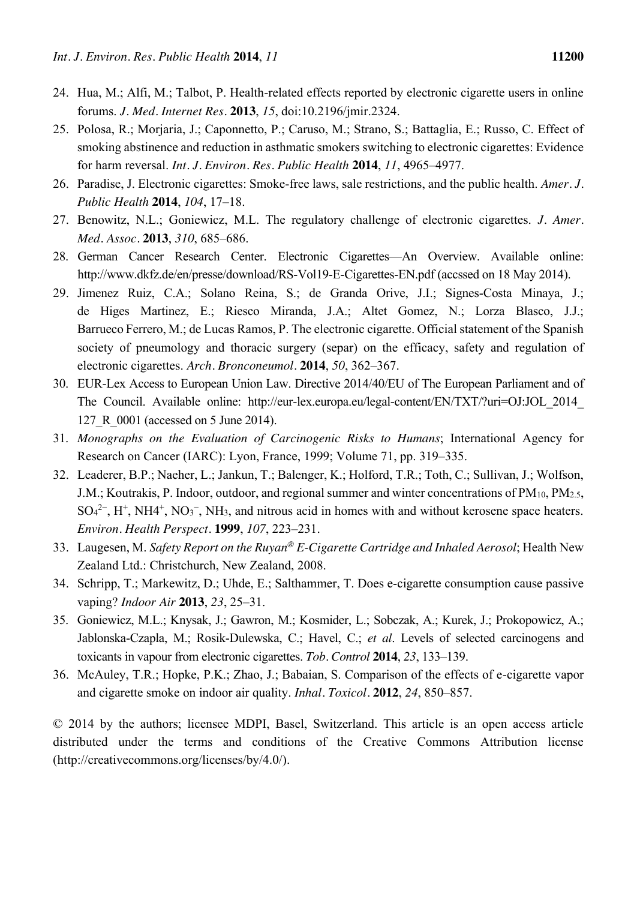24. Hua, M.; Alfi, M.; Talbot, P. Health-related effects reported by electronic cigarette users in online forums. *J. Med. Internet Res*. **2013**, *15*, doi:10.2196/jmir.2324.
25. Polosa, R.; Morjaria, J.; Caponnetto, P.; Caruso, M.; Strano, S.; Battaglia, E.; Russo, C. Effect of smoking abstinence and reduction in asthmatic smokers switching to electronic cigarettes: Evidence for harm reversal. *Int. J. Environ. Res. Public Health* **2014**, *11*, 4965–4977.
26. Paradise, J. Electronic cigarettes: Smoke-free laws, sale restrictions, and the public health. *Amer. J. Public Health* **2014**, *104*, 17–18.
27. Benowitz, N.L.; Goniewicz, M.L. The regulatory challenge of electronic cigarettes. *J. Amer. Med. Assoc*. **2013**, *310*, 685–686.
28. German Cancer Research Center. Electronic Cigarettes—An Overview. Available online: http://www.dkfz.de/en/presse/download/RS-Vol19-E-Cigarettes-EN.pdf (accssed on 18 May 2014).
29. Jimenez Ruiz, C.A.; Solano Reina, S.; de Granda Orive, J.I.; Signes-Costa Minaya, J.; de Higes Martinez, E.; Riesco Miranda, J.A.; Altet Gomez, N.; Lorza Blasco, J.J.; Barrueco Ferrero, M.; de Lucas Ramos, P. The electronic cigarette. Official statement of the Spanish society of pneumology and thoracic surgery (separ) on the efficacy, safety and regulation of electronic cigarettes. *Arch. Bronconeumol*. **2014**, *50*, 362–367.
30. EUR-Lex Access to European Union Law. Directive 2014/40/EU of The European Parliament and of The Council. Available online: http://eur-lex.europa.eu/legal-content/EN/TXT/?uri=OJ:JOL_2014_127_R_0001 (accessed on 5 June 2014).
31. *Monographs on the Evaluation of Carcinogenic Risks to Humans*; International Agency for Research on Cancer (IARC): Lyon, France, 1999; Volume 71, pp. 319–335.
32. Leaderer, B.P.; Naeher, L.; Jankun, T.; Balenger, K.; Holford, T.R.; Toth, C.; Sullivan, J.; Wolfson, J.M.; Koutrakis, P. Indoor, outdoor, and regional summer and winter concentrations of $PM_{10}$, $PM_{2.5}$, $SO_4^{2-}$, $H^+$, $NH4^+$, $NO_3^-$, $NH_3$, and nitrous acid in homes with and without kerosene space heaters. *Environ. Health Perspect*. **1999**, *107*, 223–231.
33. Laugesen, M. *Safety Report on the Ruyan® E-Cigarette Cartridge and Inhaled Aerosol*; Health New Zealand Ltd.: Christchurch, New Zealand, 2008.
34. Schripp, T.; Markewitz, D.; Uhde, E.; Salthammer, T. Does e-cigarette consumption cause passive vaping? *Indoor Air* **2013**, *23*, 25–31.
35. Goniewicz, M.L.; Knysak, J.; Gawron, M.; Kosmider, L.; Sobczak, A.; Kurek, J.; Prokopowicz, A.; Jablonska-Czapla, M.; Rosik-Dulewska, C.; Havel, C.; *et al*. Levels of selected carcinogens and toxicants in vapour from electronic cigarettes. *Tob. Control* **2014**, *23*, 133–139.
36. McAuley, T.R.; Hopke, P.K.; Zhao, J.; Babaian, S. Comparison of the effects of e-cigarette vapor and cigarette smoke on indoor air quality. *Inhal. Toxicol*. **2012**, *24*, 850–857.

© 2014 by the authors; licensee MDPI, Basel, Switzerland. This article is an open access article distributed under the terms and conditions of the Creative Commons Attribution license (http://creativecommons.org/licenses/by/4.0/).